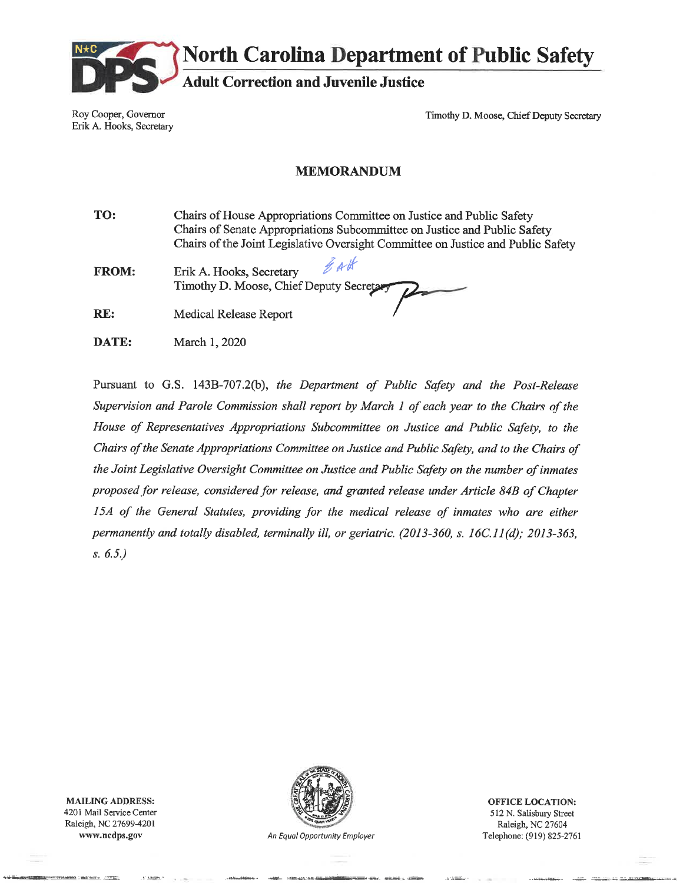# North Carolina Department of Public Safety

## Adult Correction and Juvenile Justice

Roy Cooper, Governor
Erik A. Hooks, Secretary

Timothy D. Moose, Chief Deputy Secretary

### MEMORANDUM

**TO:** Chairs of House Appropriations Committee on Justice and Public Safety
Chairs of Senate Appropriations Subcommittee on Justice and Public Safety
Chairs of the Joint Legislative Oversight Committee on Justice and Public Safety

**FROM:** Erik A. Hooks, Secretary
Timothy D. Moose, Chief Deputy Secretary

**RE:** Medical Release Report

**DATE:** March 1, 2020

Pursuant to G.S. 143B-707.2(b), *the Department of Public Safety and the Post-Release Supervision and Parole Commission shall report by March 1 of each year to the Chairs of the House of Representatives Appropriations Subcommittee on Justice and Public Safety, to the Chairs of the Senate Appropriations Committee on Justice and Public Safety, and to the Chairs of the Joint Legislative Oversight Committee on Justice and Public Safety on the number of inmates proposed for release, considered for release, and granted release under Article 84B of Chapter 15A of the General Statutes, providing for the medical release of inmates who are either permanently and totally disabled, terminally ill, or geriatric. (2013-360, s. 16C.11(d); 2013-363, s. 6.5.)*

**MAILING ADDRESS:**
4201 Mail Service Center
Raleigh, NC 27699-4201
www.ncdps.gov

An Equal Opportunity Employer

**OFFICE LOCATION:**
512 N. Salisbury Street
Raleigh, NC 27604
Telephone: (919) 825-2761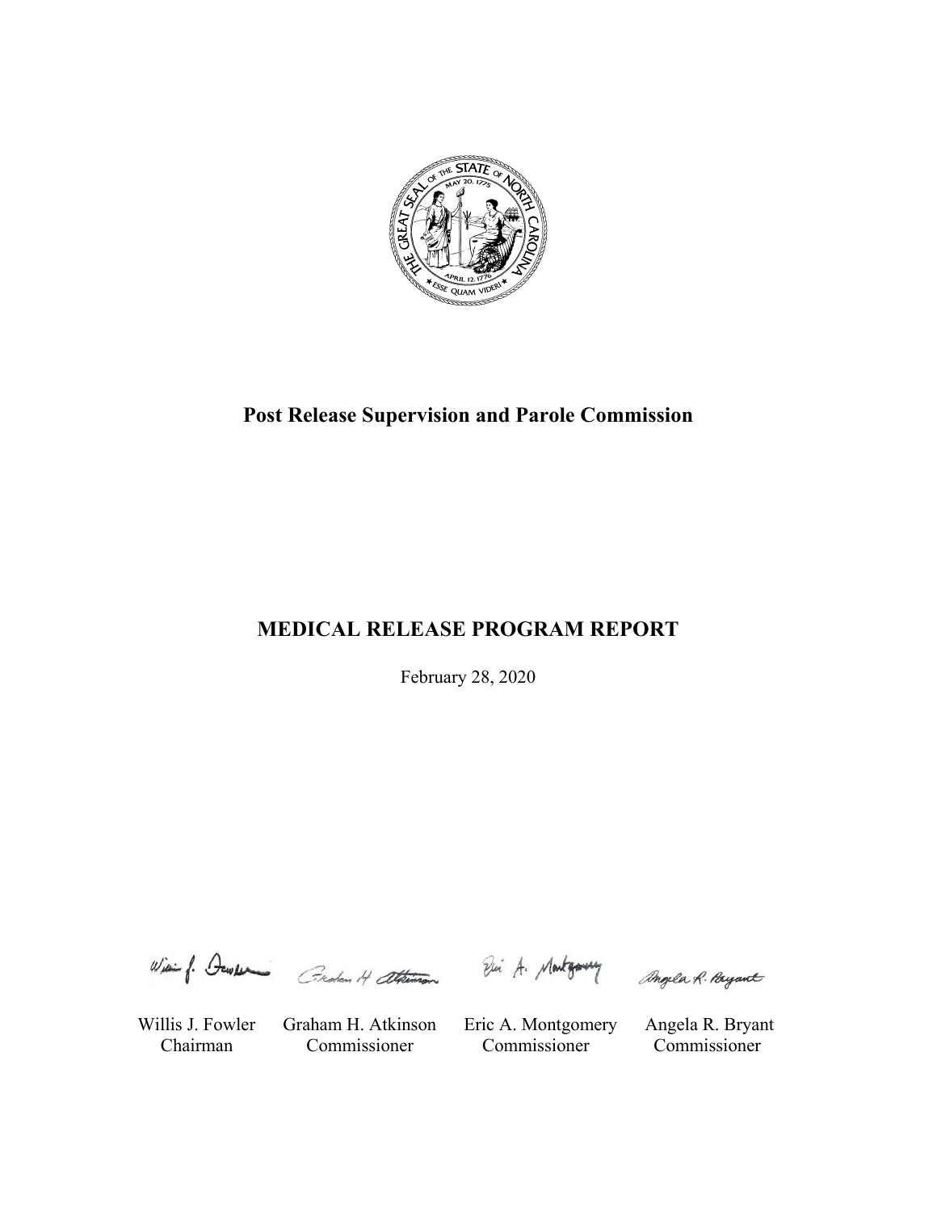**Post Release Supervision and Parole Commission**

**MEDICAL RELEASE PROGRAM REPORT**

February 28, 2020

| Willis J. Fowler | Graham H. Atkinson | Eric A. Montgomery | Angela R. Bryant |
|---|---|---|---|
| Chairman | Commissioner | Commissioner | Commissioner |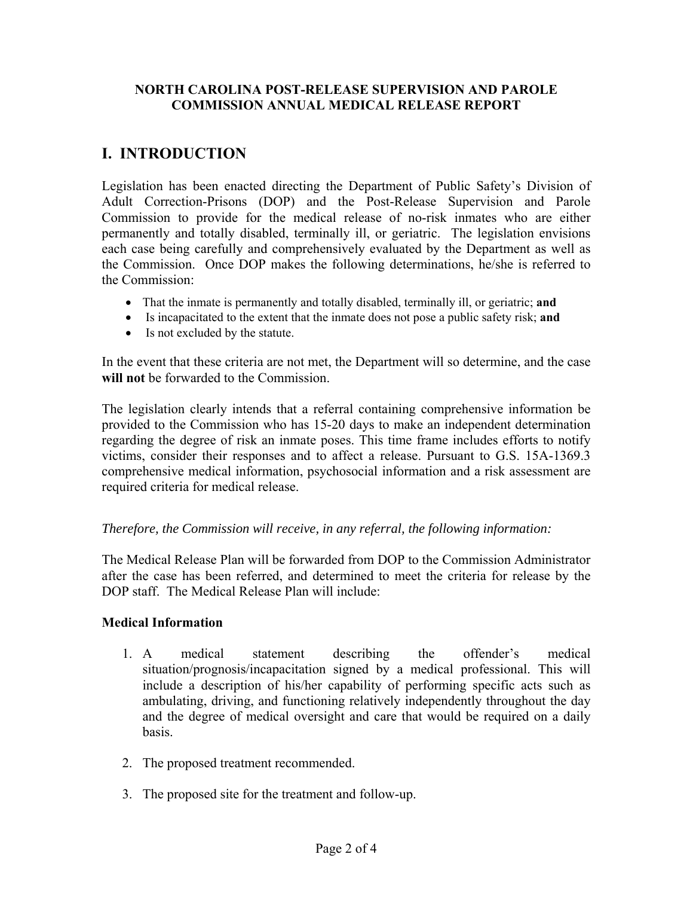**NORTH CAROLINA POST-RELEASE SUPERVISION AND PAROLE COMMISSION ANNUAL MEDICAL RELEASE REPORT**

# I. INTRODUCTION

Legislation has been enacted directing the Department of Public Safety's Division of Adult Correction-Prisons (DOP) and the Post-Release Supervision and Parole Commission to provide for the medical release of no-risk inmates who are either permanently and totally disabled, terminally ill, or geriatric. The legislation envisions each case being carefully and comprehensively evaluated by the Department as well as the Commission. Once DOP makes the following determinations, he/she is referred to the Commission:

- That the inmate is permanently and totally disabled, terminally ill, or geriatric; **and**
- Is incapacitated to the extent that the inmate does not pose a public safety risk; **and**
- Is not excluded by the statute.

In the event that these criteria are not met, the Department will so determine, and the case **will not** be forwarded to the Commission.

The legislation clearly intends that a referral containing comprehensive information be provided to the Commission who has 15-20 days to make an independent determination regarding the degree of risk an inmate poses. This time frame includes efforts to notify victims, consider their responses and to affect a release. Pursuant to G.S. 15A-1369.3 comprehensive medical information, psychosocial information and a risk assessment are required criteria for medical release.

*Therefore, the Commission will receive, in any referral, the following information:*

The Medical Release Plan will be forwarded from DOP to the Commission Administrator after the case has been referred, and determined to meet the criteria for release by the DOP staff. The Medical Release Plan will include:

**Medical Information**

1. A medical statement describing the offender's medical situation/prognosis/incapacitation signed by a medical professional. This will include a description of his/her capability of performing specific acts such as ambulating, driving, and functioning relatively independently throughout the day and the degree of medical oversight and care that would be required on a daily basis.

2. The proposed treatment recommended.

3. The proposed site for the treatment and follow-up.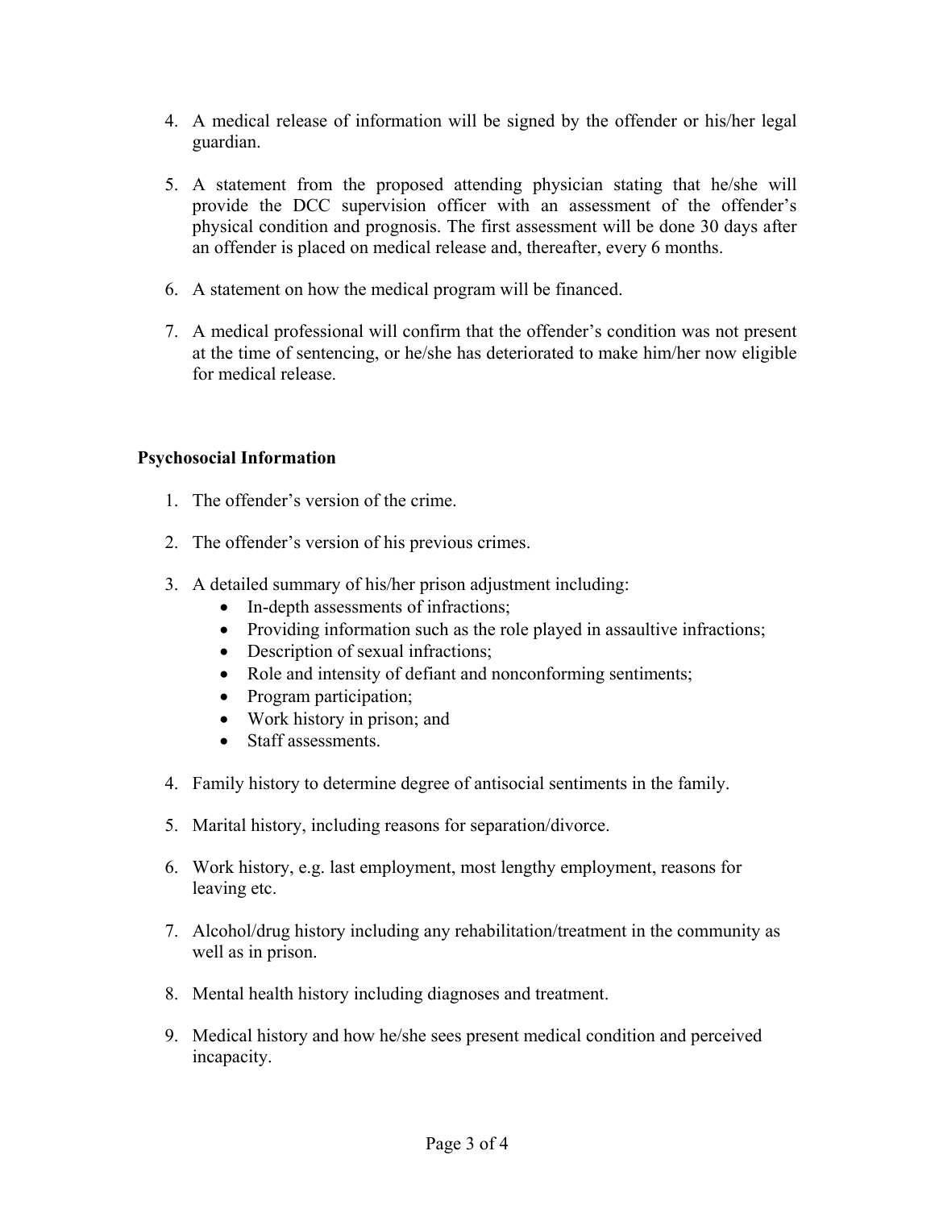4. A medical release of information will be signed by the offender or his/her legal guardian.

5. A statement from the proposed attending physician stating that he/she will provide the DCC supervision officer with an assessment of the offender's physical condition and prognosis. The first assessment will be done 30 days after an offender is placed on medical release and, thereafter, every 6 months.

6. A statement on how the medical program will be financed.

7. A medical professional will confirm that the offender's condition was not present at the time of sentencing, or he/she has deteriorated to make him/her now eligible for medical release.

**Psychosocial Information**

1. The offender's version of the crime.

2. The offender's version of his previous crimes.

3. A detailed summary of his/her prison adjustment including:
   - In-depth assessments of infractions;
   - Providing information such as the role played in assaultive infractions;
   - Description of sexual infractions;
   - Role and intensity of defiant and nonconforming sentiments;
   - Program participation;
   - Work history in prison; and
   - Staff assessments.

4. Family history to determine degree of antisocial sentiments in the family.

5. Marital history, including reasons for separation/divorce.

6. Work history, e.g. last employment, most lengthy employment, reasons for leaving etc.

7. Alcohol/drug history including any rehabilitation/treatment in the community as well as in prison.

8. Mental health history including diagnoses and treatment.

9. Medical history and how he/she sees present medical condition and perceived incapacity.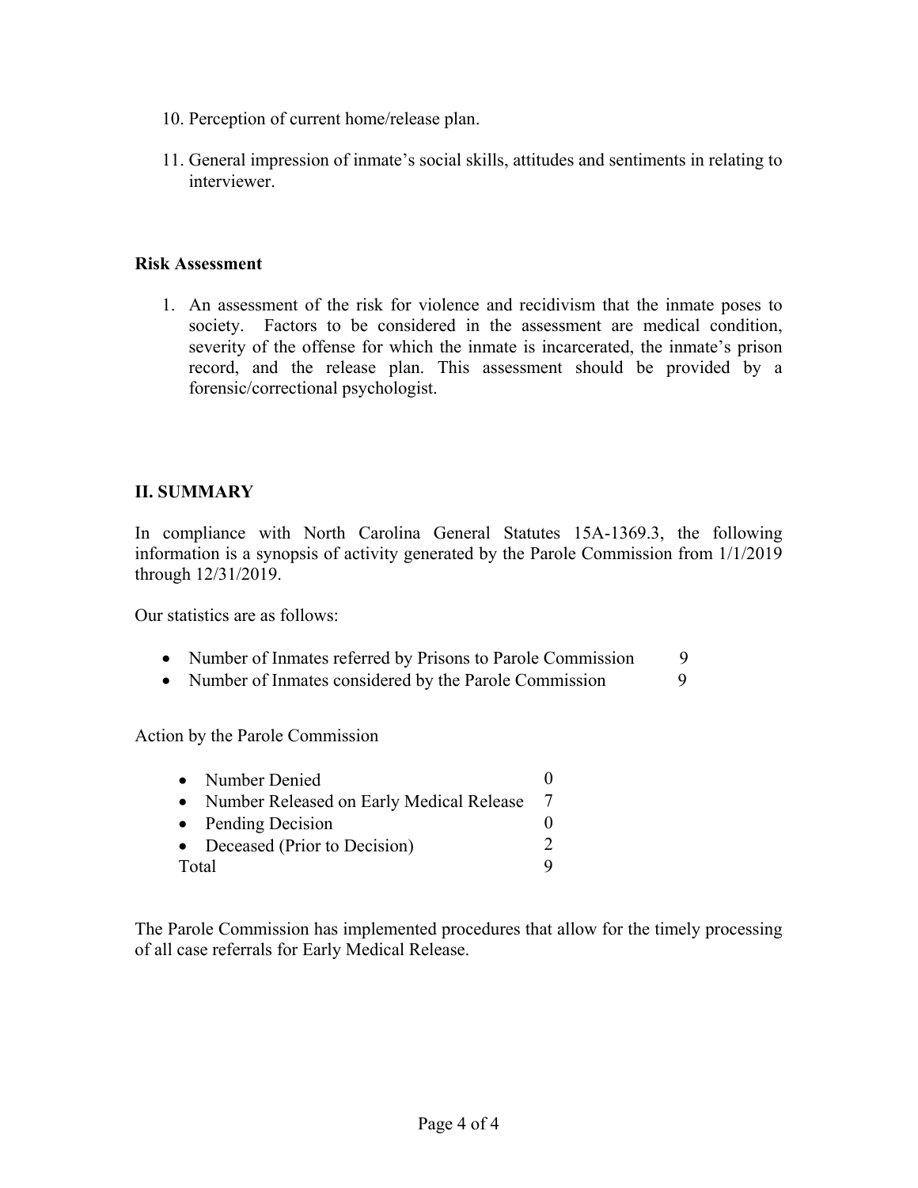10. Perception of current home/release plan.

11. General impression of inmate's social skills, attitudes and sentiments in relating to interviewer.

**Risk Assessment**

1. An assessment of the risk for violence and recidivism that the inmate poses to society. Factors to be considered in the assessment are medical condition, severity of the offense for which the inmate is incarcerated, the inmate's prison record, and the release plan. This assessment should be provided by a forensic/correctional psychologist.

## II. SUMMARY

In compliance with North Carolina General Statutes 15A-1369.3, the following information is a synopsis of activity generated by the Parole Commission from 1/1/2019 through 12/31/2019.

Our statistics are as follows:

| | |
|---|---|
| • Number of Inmates referred by Prisons to Parole Commission | 9 |
| • Number of Inmates considered by the Parole Commission | 9 |

Action by the Parole Commission

| | |
|---|---|
| • Number Denied | 0 |
| • Number Released on Early Medical Release | 7 |
| • Pending Decision | 0 |
| • Deceased (Prior to Decision) | 2 |
| Total | 9 |

The Parole Commission has implemented procedures that allow for the timely processing of all case referrals for Early Medical Release.